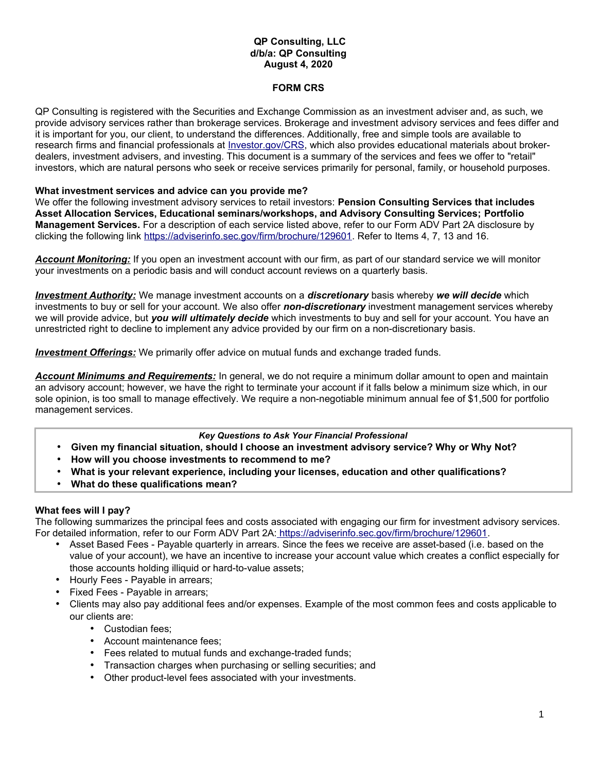**QP Consulting, LLC**
**d/b/a: QP Consulting**
**August 4, 2020**

# FORM CRS

QP Consulting is registered with the Securities and Exchange Commission as an investment adviser and, as such, we provide advisory services rather than brokerage services. Brokerage and investment advisory services and fees differ and it is important for you, our client, to understand the differences. Additionally, free and simple tools are available to research firms and financial professionals at [Investor.gov/CRS](Investor.gov/CRS), which also provides educational materials about broker-dealers, investment advisers, and investing. This document is a summary of the services and fees we offer to "retail" investors, which are natural persons who seek or receive services primarily for personal, family, or household purposes.

**What investment services and advice can you provide me?**
We offer the following investment advisory services to retail investors: **Pension Consulting Services that includes Asset Allocation Services, Educational seminars/workshops, and Advisory Consulting Services; Portfolio Management Services.** For a description of each service listed above, refer to our Form ADV Part 2A disclosure by clicking the following link https://adviserinfo.sec.gov/firm/brochure/129601. Refer to Items 4, 7, 13 and 16.

***Account Monitoring:*** If you open an investment account with our firm, as part of our standard service we will monitor your investments on a periodic basis and will conduct account reviews on a quarterly basis.

***Investment Authority:*** We manage investment accounts on a ***discretionary*** basis whereby ***we will decide*** which investments to buy or sell for your account. We also offer ***non-discretionary*** investment management services whereby we will provide advice, but ***you will ultimately decide*** which investments to buy and sell for your account. You have an unrestricted right to decline to implement any advice provided by our firm on a non-discretionary basis.

***Investment Offerings:*** We primarily offer advice on mutual funds and exchange traded funds.

***Account Minimums and Requirements:*** In general, we do not require a minimum dollar amount to open and maintain an advisory account; however, we have the right to terminate your account if it falls below a minimum size which, in our sole opinion, is too small to manage effectively. We require a non-negotiable minimum annual fee of $1,500 for portfolio management services.

***Key Questions to Ask Your Financial Professional***

- **Given my financial situation, should I choose an investment advisory service? Why or Why Not?**
- **How will you choose investments to recommend to me?**
- **What is your relevant experience, including your licenses, education and other qualifications?**
- **What do these qualifications mean?**

**What fees will I pay?**
The following summarizes the principal fees and costs associated with engaging our firm for investment advisory services. For detailed information, refer to our Form ADV Part 2A: https://adviserinfo.sec.gov/firm/brochure/129601.

- Asset Based Fees - Payable quarterly in arrears. Since the fees we receive are asset-based (i.e. based on the value of your account), we have an incentive to increase your account value which creates a conflict especially for those accounts holding illiquid or hard-to-value assets;
- Hourly Fees - Payable in arrears;
- Fixed Fees - Payable in arrears;
- Clients may also pay additional fees and/or expenses. Example of the most common fees and costs applicable to our clients are:
  - Custodian fees;
  - Account maintenance fees;
  - Fees related to mutual funds and exchange-traded funds;
  - Transaction charges when purchasing or selling securities; and
  - Other product-level fees associated with your investments.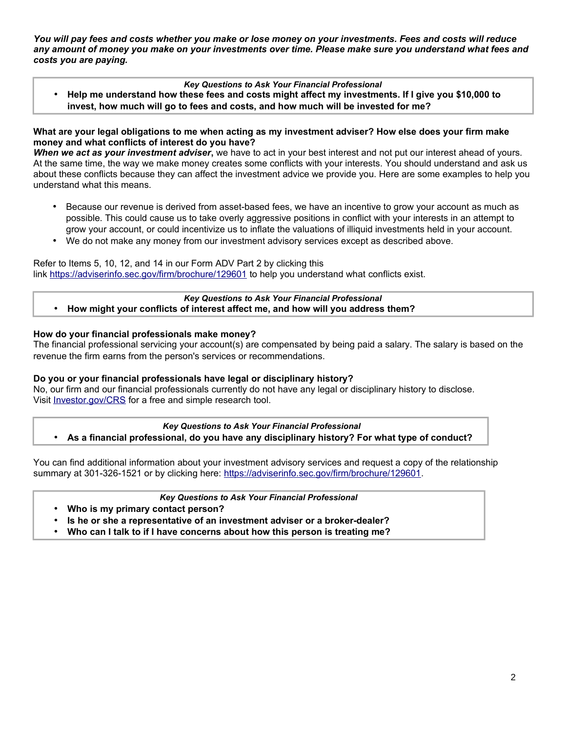***You will pay fees and costs whether you make or lose money on your investments. Fees and costs will reduce any amount of money you make on your investments over time. Please make sure you understand what fees and costs you are paying.***

> ***Key Questions to Ask Your Financial Professional***
> - **Help me understand how these fees and costs might affect my investments. If I give you $10,000 to invest, how much will go to fees and costs, and how much will be invested for me?**

**What are your legal obligations to me when acting as my investment adviser? How else does your firm make money and what conflicts of interest do you have?**

***When we act as your investment adviser*****,** we have to act in your best interest and not put our interest ahead of yours. At the same time, the way we make money creates some conflicts with your interests. You should understand and ask us about these conflicts because they can affect the investment advice we provide you. Here are some examples to help you understand what this means.

- Because our revenue is derived from asset-based fees, we have an incentive to grow your account as much as possible. This could cause us to take overly aggressive positions in conflict with your interests in an attempt to grow your account, or could incentivize us to inflate the valuations of illiquid investments held in your account.
- We do not make any money from our investment advisory services except as described above.

Refer to Items 5, 10, 12, and 14 in our Form ADV Part 2 by clicking this link https://adviserinfo.sec.gov/firm/brochure/129601 to help you understand what conflicts exist.

> ***Key Questions to Ask Your Financial Professional***
> - **How might your conflicts of interest affect me, and how will you address them?**

**How do your financial professionals make money?**

The financial professional servicing your account(s) are compensated by being paid a salary. The salary is based on the revenue the firm earns from the person's services or recommendations.

**Do you or your financial professionals have legal or disciplinary history?**

No, our firm and our financial professionals currently do not have any legal or disciplinary history to disclose. Visit Investor.gov/CRS for a free and simple research tool.

> ***Key Questions to Ask Your Financial Professional***
> - **As a financial professional, do you have any disciplinary history? For what type of conduct?**

You can find additional information about your investment advisory services and request a copy of the relationship summary at 301-326-1521 or by clicking here: https://adviserinfo.sec.gov/firm/brochure/129601.

> ***Key Questions to Ask Your Financial Professional***
> - **Who is my primary contact person?**
> - **Is he or she a representative of an investment adviser or a broker-dealer?**
> - **Who can I talk to if I have concerns about how this person is treating me?**